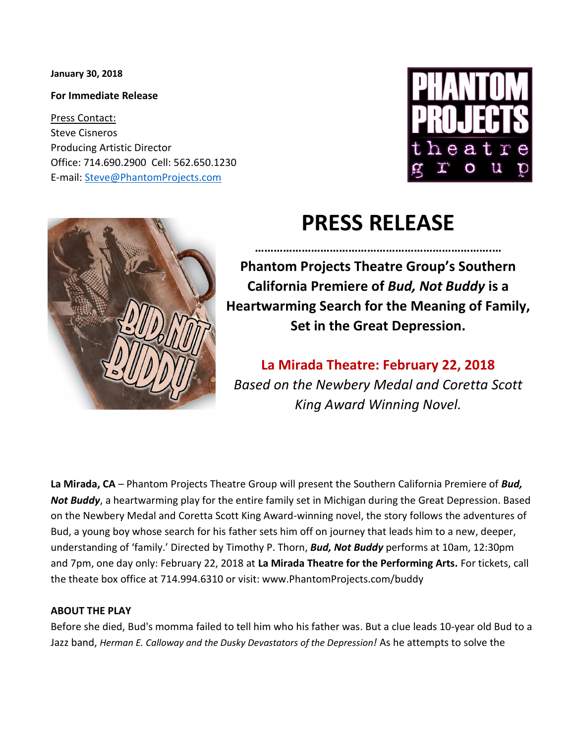**January 30, 2018**

**For Immediate Release**

Press Contact:
Steve Cisneros
Producing Artistic Director
Office: 714.690.2900 Cell: 562.650.1230
E-mail: Steve@PhantomProjects.com

# PRESS RELEASE

……………………………………………………………………

**Phantom Projects Theatre Group's Southern California Premiere of *Bud, Not Buddy* is a Heartwarming Search for the Meaning of Family, Set in the Great Depression.**

**La Mirada Theatre: February 22, 2018**

*Based on the Newbery Medal and Coretta Scott King Award Winning Novel.*

**La Mirada, CA** – Phantom Projects Theatre Group will present the Southern California Premiere of ***Bud, Not Buddy***, a heartwarming play for the entire family set in Michigan during the Great Depression. Based on the Newbery Medal and Coretta Scott King Award-winning novel, the story follows the adventures of Bud, a young boy whose search for his father sets him off on journey that leads him to a new, deeper, understanding of 'family.' Directed by Timothy P. Thorn, ***Bud, Not Buddy*** performs at 10am, 12:30pm and 7pm, one day only: February 22, 2018 at **La Mirada Theatre for the Performing Arts.** For tickets, call the theate box office at 714.994.6310 or visit: www.PhantomProjects.com/buddy

**ABOUT THE PLAY**

Before she died, Bud's momma failed to tell him who his father was. But a clue leads 10-year old Bud to a Jazz band, *Herman E. Calloway and the Dusky Devastators of the Depression!* As he attempts to solve the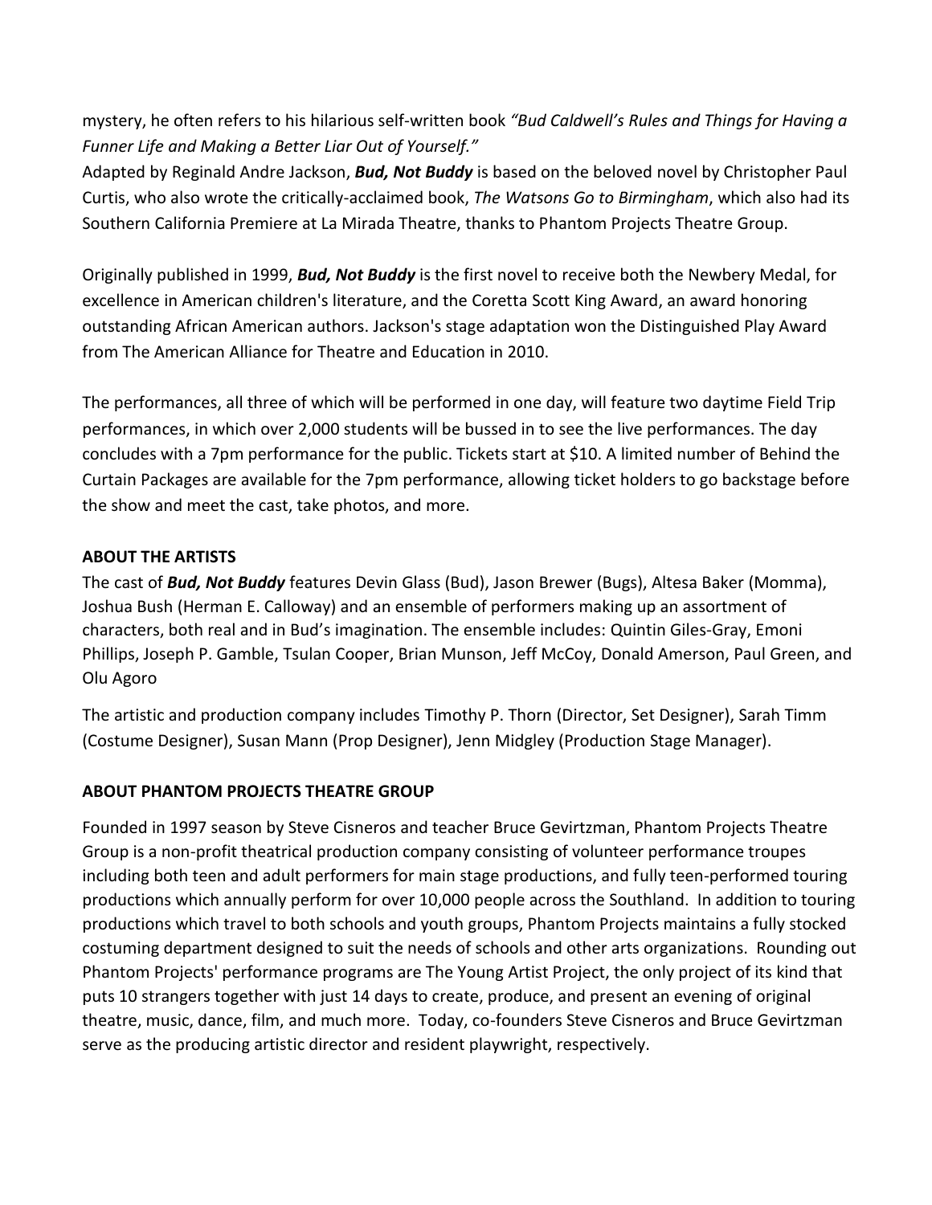mystery, he often refers to his hilarious self-written book *"Bud Caldwell's Rules and Things for Having a Funner Life and Making a Better Liar Out of Yourself."*
Adapted by Reginald Andre Jackson, ***Bud, Not Buddy*** is based on the beloved novel by Christopher Paul Curtis, who also wrote the critically-acclaimed book, *The Watsons Go to Birmingham*, which also had its Southern California Premiere at La Mirada Theatre, thanks to Phantom Projects Theatre Group.

Originally published in 1999, ***Bud, Not Buddy*** is the first novel to receive both the Newbery Medal, for excellence in American children's literature, and the Coretta Scott King Award, an award honoring outstanding African American authors. Jackson's stage adaptation won the Distinguished Play Award from The American Alliance for Theatre and Education in 2010.

The performances, all three of which will be performed in one day, will feature two daytime Field Trip performances, in which over 2,000 students will be bussed in to see the live performances. The day concludes with a 7pm performance for the public. Tickets start at $10. A limited number of Behind the Curtain Packages are available for the 7pm performance, allowing ticket holders to go backstage before the show and meet the cast, take photos, and more.

**ABOUT THE ARTISTS**

The cast of ***Bud, Not Buddy*** features Devin Glass (Bud), Jason Brewer (Bugs), Altesa Baker (Momma), Joshua Bush (Herman E. Calloway) and an ensemble of performers making up an assortment of characters, both real and in Bud's imagination. The ensemble includes: Quintin Giles-Gray, Emoni Phillips, Joseph P. Gamble, Tsulan Cooper, Brian Munson, Jeff McCoy, Donald Amerson, Paul Green, and Olu Agoro

The artistic and production company includes Timothy P. Thorn (Director, Set Designer), Sarah Timm (Costume Designer), Susan Mann (Prop Designer), Jenn Midgley (Production Stage Manager).

**ABOUT PHANTOM PROJECTS THEATRE GROUP**

Founded in 1997 season by Steve Cisneros and teacher Bruce Gevirtzman, Phantom Projects Theatre Group is a non-profit theatrical production company consisting of volunteer performance troupes including both teen and adult performers for main stage productions, and fully teen-performed touring productions which annually perform for over 10,000 people across the Southland. In addition to touring productions which travel to both schools and youth groups, Phantom Projects maintains a fully stocked costuming department designed to suit the needs of schools and other arts organizations. Rounding out Phantom Projects' performance programs are The Young Artist Project, the only project of its kind that puts 10 strangers together with just 14 days to create, produce, and present an evening of original theatre, music, dance, film, and much more. Today, co-founders Steve Cisneros and Bruce Gevirtzman serve as the producing artistic director and resident playwright, respectively.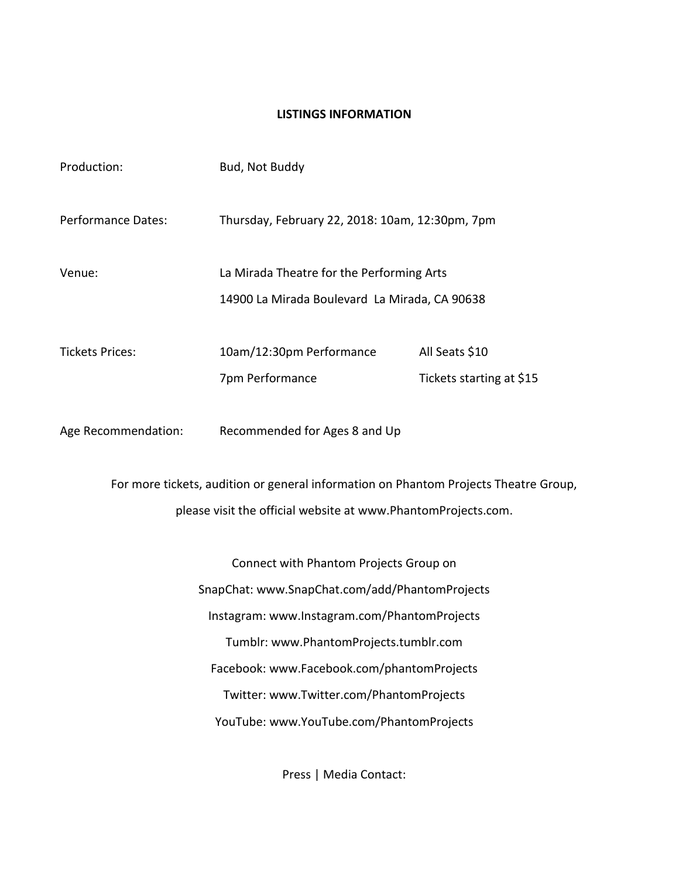**LISTINGS INFORMATION**

| | | |
|---|---|---|
| Production: | Bud, Not Buddy | |
| Performance Dates: | Thursday, February 22, 2018: 10am, 12:30pm, 7pm | |
| Venue: | La Mirada Theatre for the Performing Arts<br>14900 La Mirada Boulevard La Mirada, CA 90638 | |
| Tickets Prices: | 10am/12:30pm Performance | All Seats $10 |
| | 7pm Performance | Tickets starting at $15 |
| Age Recommendation: | Recommended for Ages 8 and Up | |

For more tickets, audition or general information on Phantom Projects Theatre Group, please visit the official website at www.PhantomProjects.com.

Connect with Phantom Projects Group on
SnapChat: www.SnapChat.com/add/PhantomProjects
Instagram: www.Instagram.com/PhantomProjects
Tumblr: www.PhantomProjects.tumblr.com
Facebook: www.Facebook.com/phantomProjects
Twitter: www.Twitter.com/PhantomProjects
YouTube: www.YouTube.com/PhantomProjects

Press | Media Contact: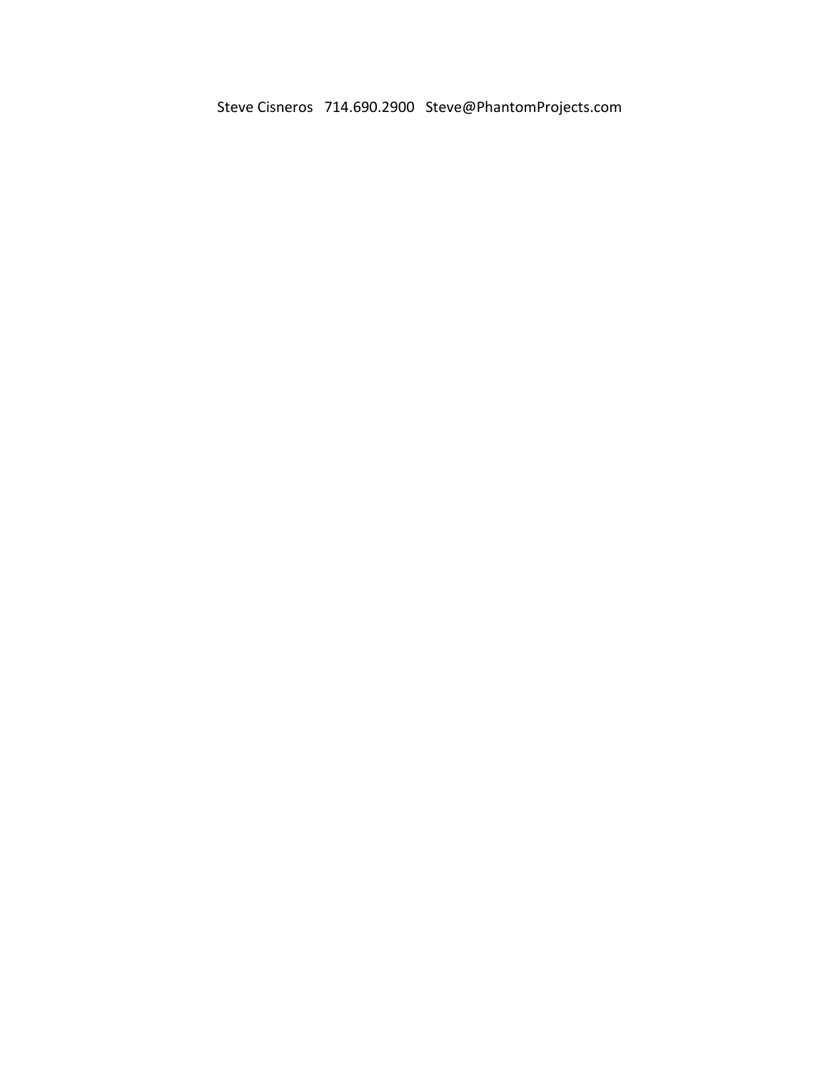Steve Cisneros 714.690.2900 Steve@PhantomProjects.com